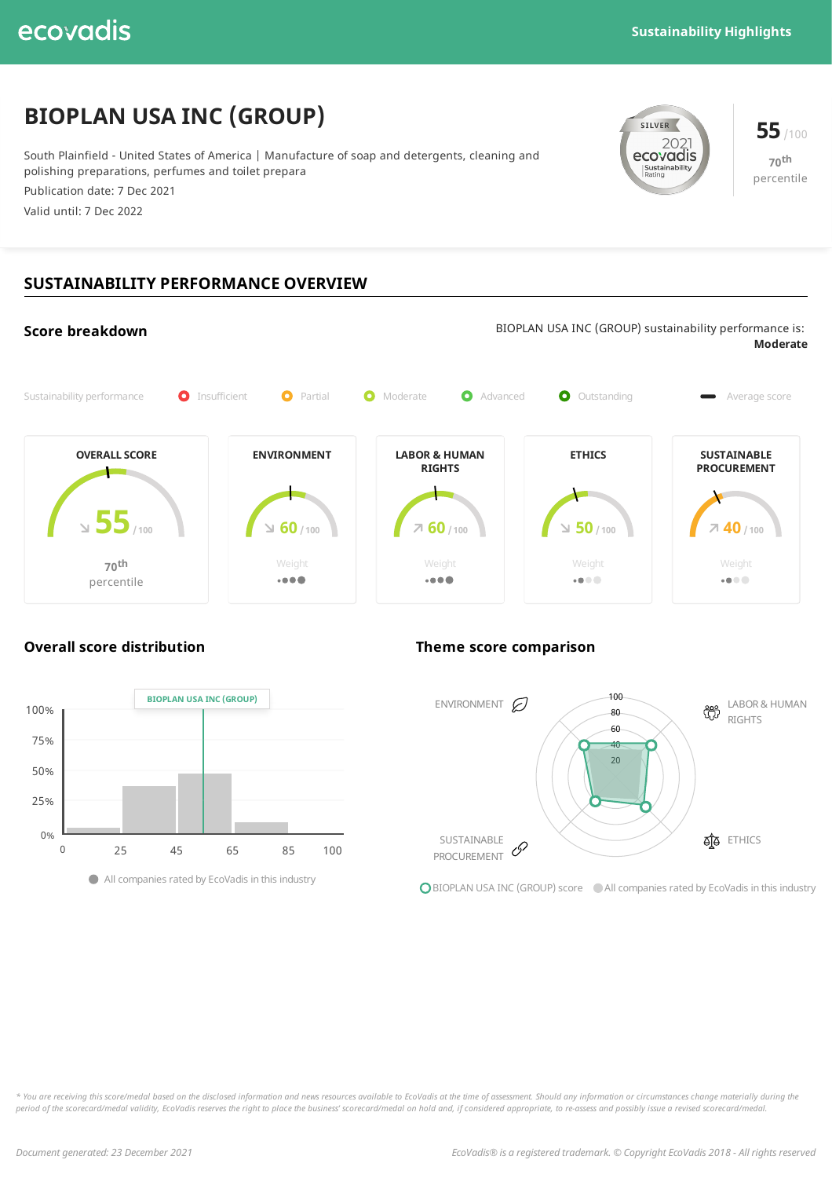ecovadis

Sustainability Highlights

# BIOPLAN USA INC (GROUP)

South Plainfield - United States of America | Manufacture of soap and detergents, cleaning and polishing preparations, perfumes and toilet prepara

Publication date: 7 Dec 2021

Valid until: 7 Dec 2022

SILVER 2021 ecovadis Sustainability Rating

**55** /100

70th percentile

## SUSTAINABILITY PERFORMANCE OVERVIEW

### Score breakdown

BIOPLAN USA INC (GROUP) sustainability performance is: **Moderate**

Sustainability performance: Insufficient | Partial | Moderate | Advanced | Outstanding | Average score

| OVERALL SCORE | ENVIRONMENT | LABOR & HUMAN RIGHTS | ETHICS | SUSTAINABLE PROCUREMENT |
|---|---|---|---|---|
| ↘ 55 / 100 | ↘ 60 / 100 | ↗ 60 / 100 | ↘ 50 / 100 | ↗ 40 / 100 |
| 70th percentile | Weight ●●● | Weight ●●● | Weight ●● | Weight ●● |

### Overall score distribution

BIOPLAN USA INC (GROUP)

All companies rated by EcoVadis in this industry

### Theme score comparison

ENVIRONMENT | LABOR & HUMAN RIGHTS | ETHICS | SUSTAINABLE PROCUREMENT

BIOPLAN USA INC (GROUP) score | All companies rated by EcoVadis in this industry

*\* You are receiving this score/medal based on the disclosed information and news resources available to EcoVadis at the time of assessment. Should any information or circumstances change materially during the period of the scorecard/medal validity, EcoVadis reserves the right to place the business' scorecard/medal on hold and, if considered appropriate, to re-assess and possibly issue a revised scorecard/medal.*

*Document generated: 23 December 2021*

*EcoVadis® is a registered trademark. © Copyright EcoVadis 2018 - All rights reserved*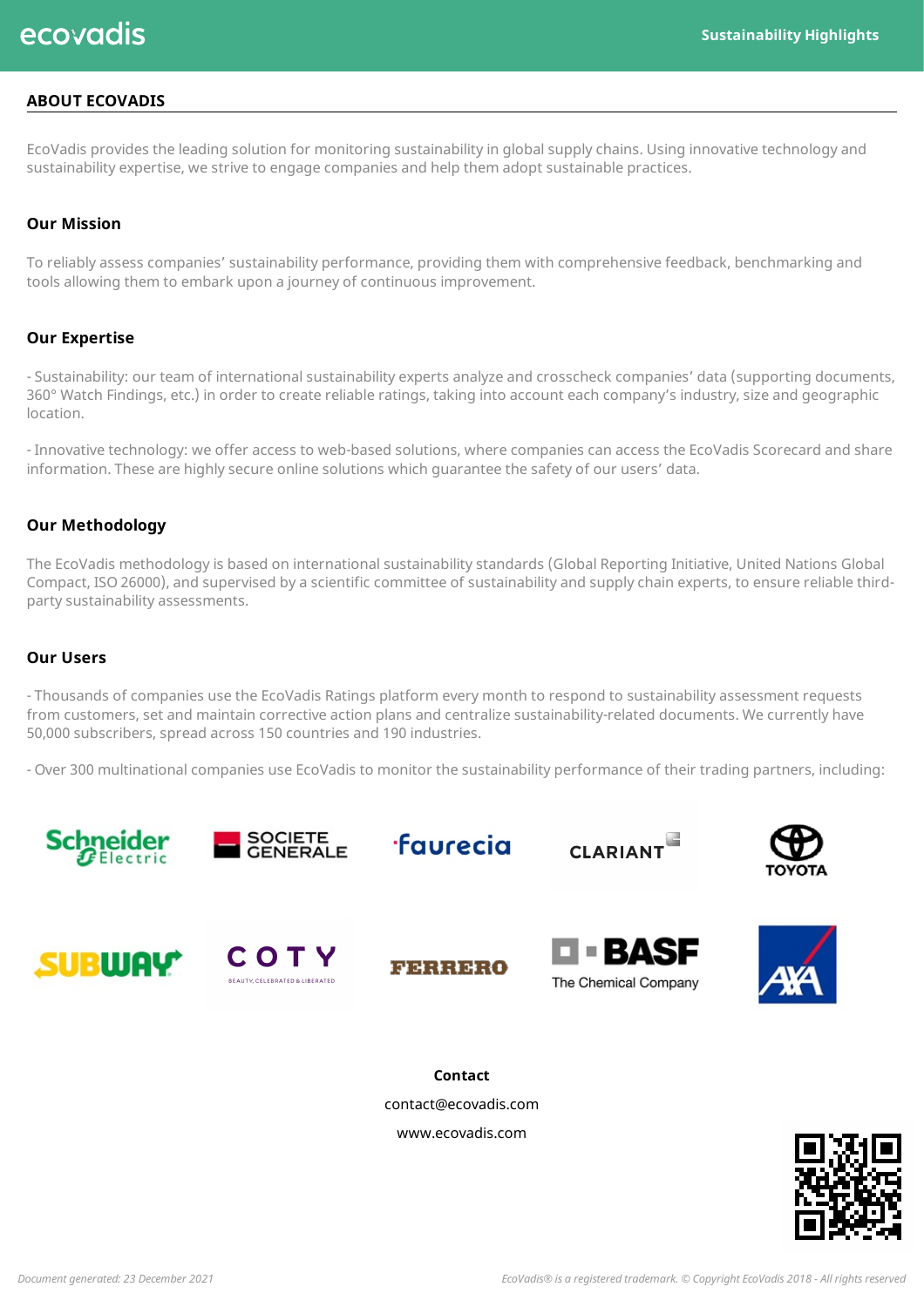## ABOUT ECOVADIS

EcoVadis provides the leading solution for monitoring sustainability in global supply chains. Using innovative technology and sustainability expertise, we strive to engage companies and help them adopt sustainable practices.

### Our Mission

To reliably assess companies' sustainability performance, providing them with comprehensive feedback, benchmarking and tools allowing them to embark upon a journey of continuous improvement.

### Our Expertise

- Sustainability: our team of international sustainability experts analyze and crosscheck companies' data (supporting documents, 360° Watch Findings, etc.) in order to create reliable ratings, taking into account each company's industry, size and geographic location.

- Innovative technology: we offer access to web-based solutions, where companies can access the EcoVadis Scorecard and share information. These are highly secure online solutions which guarantee the safety of our users' data.

### Our Methodology

The EcoVadis methodology is based on international sustainability standards (Global Reporting Initiative, United Nations Global Compact, ISO 26000), and supervised by a scientific committee of sustainability and supply chain experts, to ensure reliable third-party sustainability assessments.

### Our Users

- Thousands of companies use the EcoVadis Ratings platform every month to respond to sustainability assessment requests from customers, set and maintain corrective action plans and centralize sustainability-related documents. We currently have 50,000 subscribers, spread across 150 countries and 190 industries.

- Over 300 multinational companies use EcoVadis to monitor the sustainability performance of their trading partners, including:

Schneider Electric, Societe Generale, Faurecia, Clariant, Toyota, Subway, Coty, Ferrero, BASF The Chemical Company, AXA

**Contact**

contact@ecovadis.com

www.ecovadis.com

*Document generated: 23 December 2021*

*EcoVadis® is a registered trademark. © Copyright EcoVadis 2018 - All rights reserved*